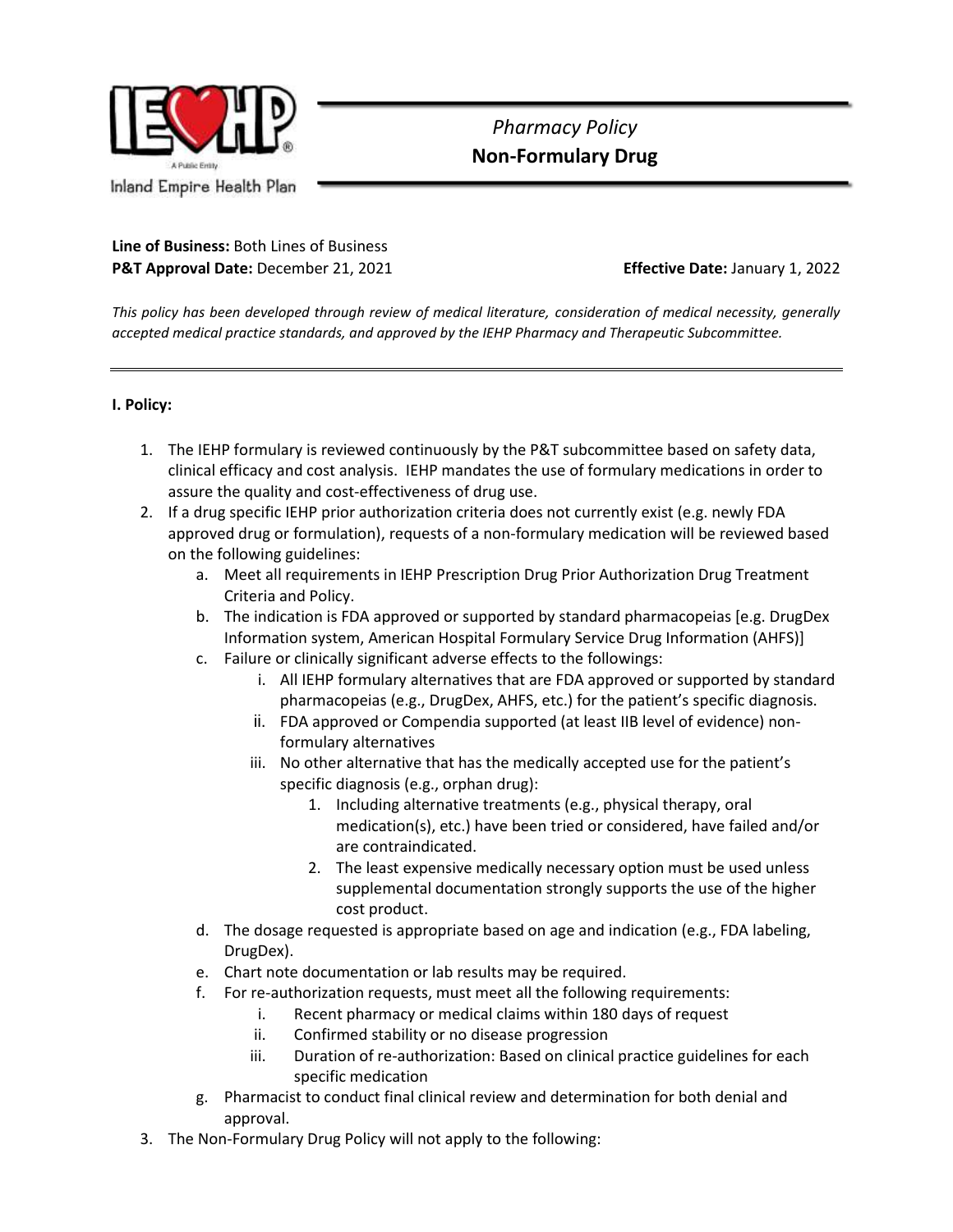Inland Empire Health Plan

*Pharmacy Policy*

# Non-Formulary Drug

**Line of Business:** Both Lines of Business

**P&T Approval Date:** December 21, 2021 **Effective Date:** January 1, 2022

*This policy has been developed through review of medical literature, consideration of medical necessity, generally accepted medical practice standards, and approved by the IEHP Pharmacy and Therapeutic Subcommittee.*

---

## I. Policy:

1. The IEHP formulary is reviewed continuously by the P&T subcommittee based on safety data, clinical efficacy and cost analysis. IEHP mandates the use of formulary medications in order to assure the quality and cost-effectiveness of drug use.
2. If a drug specific IEHP prior authorization criteria does not currently exist (e.g. newly FDA approved drug or formulation), requests of a non-formulary medication will be reviewed based on the following guidelines:
    a. Meet all requirements in IEHP Prescription Drug Prior Authorization Drug Treatment Criteria and Policy.
    b. The indication is FDA approved or supported by standard pharmacopeias [e.g. DrugDex Information system, American Hospital Formulary Service Drug Information (AHFS)]
    c. Failure or clinically significant adverse effects to the followings:
        i. All IEHP formulary alternatives that are FDA approved or supported by standard pharmacopeias (e.g., DrugDex, AHFS, etc.) for the patient's specific diagnosis.
        ii. FDA approved or Compendia supported (at least IIB level of evidence) non-formulary alternatives
        iii. No other alternative that has the medically accepted use for the patient's specific diagnosis (e.g., orphan drug):
            1. Including alternative treatments (e.g., physical therapy, oral medication(s), etc.) have been tried or considered, have failed and/or are contraindicated.
            2. The least expensive medically necessary option must be used unless supplemental documentation strongly supports the use of the higher cost product.
    d. The dosage requested is appropriate based on age and indication (e.g., FDA labeling, DrugDex).
    e. Chart note documentation or lab results may be required.
    f. For re-authorization requests, must meet all the following requirements:
        i. Recent pharmacy or medical claims within 180 days of request
        ii. Confirmed stability or no disease progression
        iii. Duration of re-authorization: Based on clinical practice guidelines for each specific medication
    g. Pharmacist to conduct final clinical review and determination for both denial and approval.
3. The Non-Formulary Drug Policy will not apply to the following: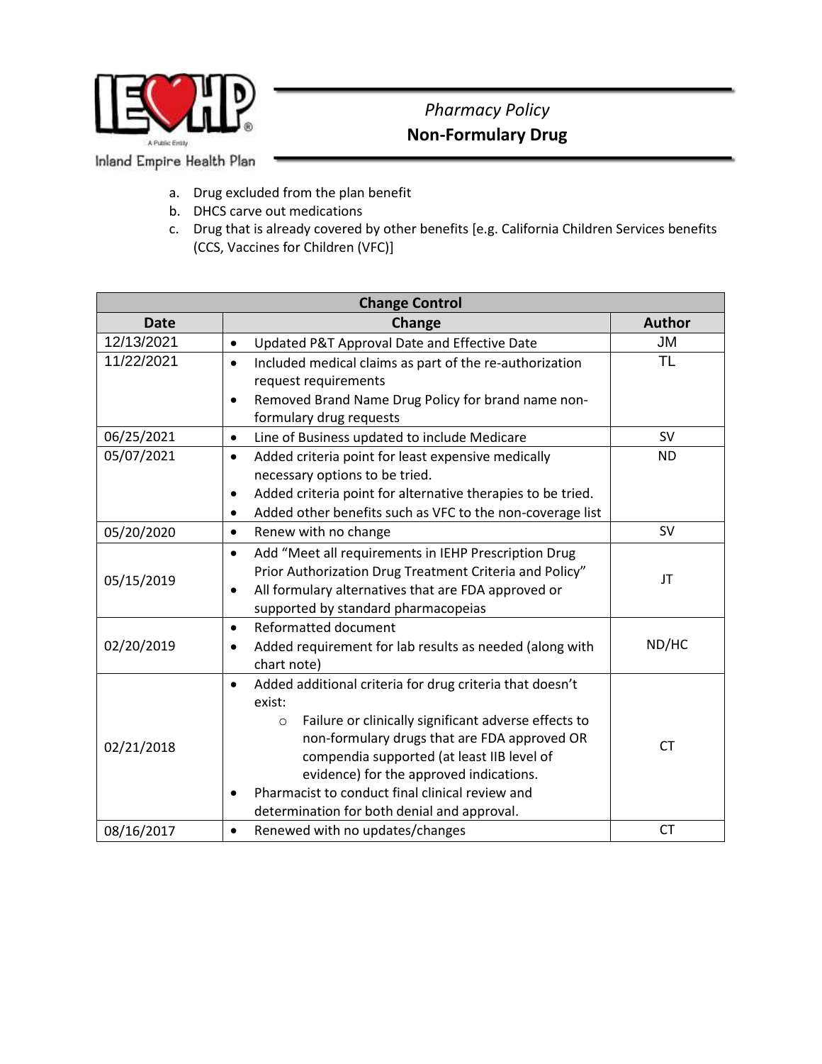a. Drug excluded from the plan benefit
b. DHCS carve out medications
c. Drug that is already covered by other benefits [e.g. California Children Services benefits (CCS, Vaccines for Children (VFC)]

| Change Control | | |
|---|---|---|
| **Date** | **Change** | **Author** |
| 12/13/2021 | • Updated P&T Approval Date and Effective Date | JM |
| 11/22/2021 | • Included medical claims as part of the re-authorization request requirements<br>• Removed Brand Name Drug Policy for brand name non-formulary drug requests | TL |
| 06/25/2021 | • Line of Business updated to include Medicare | SV |
| 05/07/2021 | • Added criteria point for least expensive medically necessary options to be tried.<br>• Added criteria point for alternative therapies to be tried.<br>• Added other benefits such as VFC to the non-coverage list | ND |
| 05/20/2020 | • Renew with no change | SV |
| 05/15/2019 | • Add "Meet all requirements in IEHP Prescription Drug Prior Authorization Drug Treatment Criteria and Policy"<br>• All formulary alternatives that are FDA approved or supported by standard pharmacopeias | JT |
| 02/20/2019 | • Reformatted document<br>• Added requirement for lab results as needed (along with chart note) | ND/HC |
| 02/21/2018 | • Added additional criteria for drug criteria that doesn't exist:<br>  ○ Failure or clinically significant adverse effects to non-formulary drugs that are FDA approved OR compendia supported (at least IIB level of evidence) for the approved indications.<br>• Pharmacist to conduct final clinical review and determination for both denial and approval. | CT |
| 08/16/2017 | • Renewed with no updates/changes | CT |